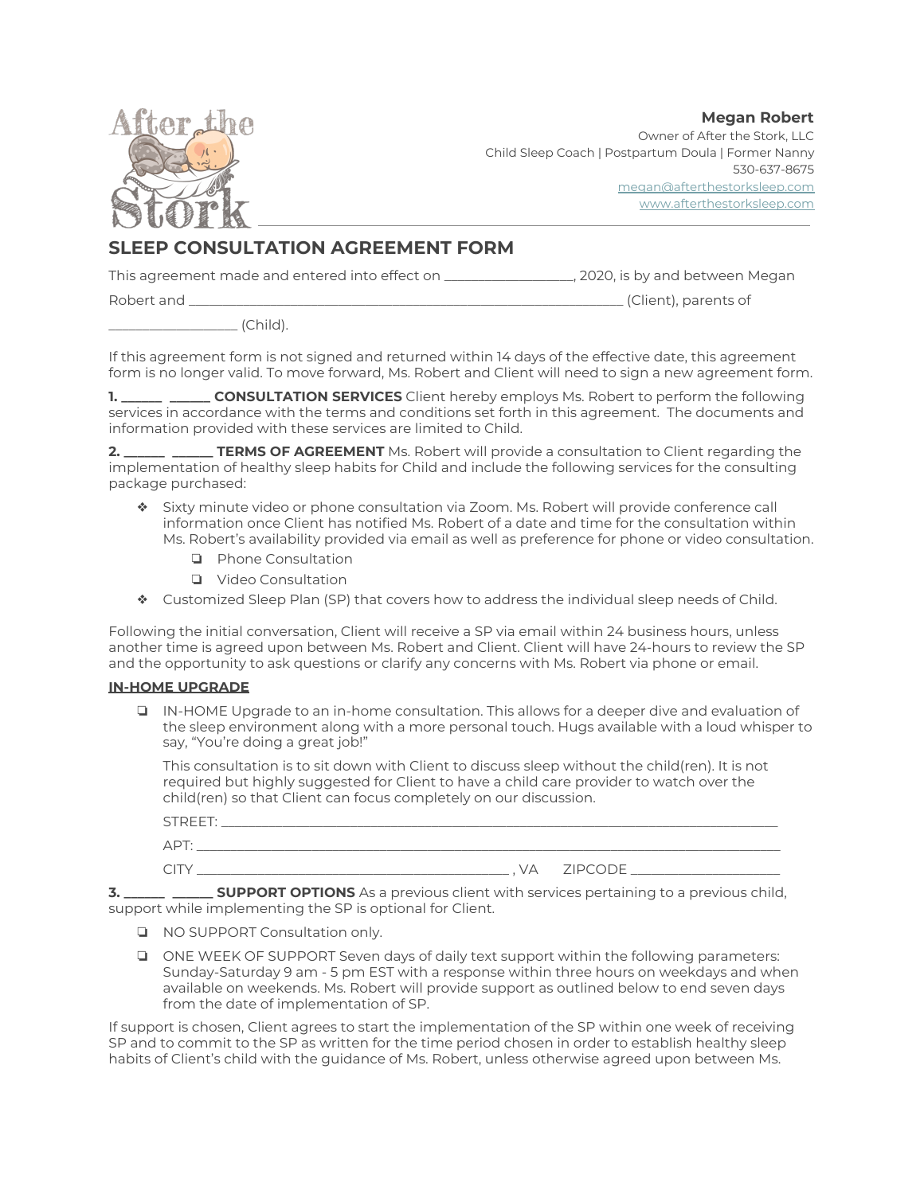**Megan Robert**
Owner of After the Stork, LLC
Child Sleep Coach | Postpartum Doula | Former Nanny
530-637-8675
[megan@afterthestorksleep.com](mailto:megan@afterthestorksleep.com)
[www.afterthestorksleep.com](http://www.afterthestorksleep.com)

---

## SLEEP CONSULTATION AGREEMENT FORM

This agreement made and entered into effect on ________________, 2020, is by and between Megan Robert and ________________________________________________ (Client), parents of ________________ (Child).

If this agreement form is not signed and returned within 14 days of the effective date, this agreement form is no longer valid. To move forward, Ms. Robert and Client will need to sign a new agreement form.

**1. ______ ______ CONSULTATION SERVICES** Client hereby employs Ms. Robert to perform the following services in accordance with the terms and conditions set forth in this agreement. The documents and information provided with these services are limited to Child.

**2. ______ ______ TERMS OF AGREEMENT** Ms. Robert will provide a consultation to Client regarding the implementation of healthy sleep habits for Child and include the following services for the consulting package purchased:

- Sixty minute video or phone consultation via Zoom. Ms. Robert will provide conference call information once Client has notified Ms. Robert of a date and time for the consultation within Ms. Robert's availability provided via email as well as preference for phone or video consultation.
  - ❏ Phone Consultation
  - ❏ Video Consultation
- Customized Sleep Plan (SP) that covers how to address the individual sleep needs of Child.

Following the initial conversation, Client will receive a SP via email within 24 business hours, unless another time is agreed upon between Ms. Robert and Client. Client will have 24-hours to review the SP and the opportunity to ask questions or clarify any concerns with Ms. Robert via phone or email.

**IN-HOME UPGRADE**

- ❏ IN-HOME Upgrade to an in-home consultation. This allows for a deeper dive and evaluation of the sleep environment along with a more personal touch. Hugs available with a loud whisper to say, "You're doing a great job!"

  This consultation is to sit down with Client to discuss sleep without the child(ren). It is not required but highly suggested for Client to have a child care provider to watch over the child(ren) so that Client can focus completely on our discussion.

  STREET: ____________________________________________________________

  APT: _______________________________________________________________

  CITY ____________________________________ , VA ZIPCODE ________________

**3. ______ ______ SUPPORT OPTIONS** As a previous client with services pertaining to a previous child, support while implementing the SP is optional for Client.

- ❏ NO SUPPORT Consultation only.
- ❏ ONE WEEK OF SUPPORT Seven days of daily text support within the following parameters: Sunday-Saturday 9 am - 5 pm EST with a response within three hours on weekdays and when available on weekends. Ms. Robert will provide support as outlined below to end seven days from the date of implementation of SP.

If support is chosen, Client agrees to start the implementation of the SP within one week of receiving SP and to commit to the SP as written for the time period chosen in order to establish healthy sleep habits of Client's child with the guidance of Ms. Robert, unless otherwise agreed upon between Ms.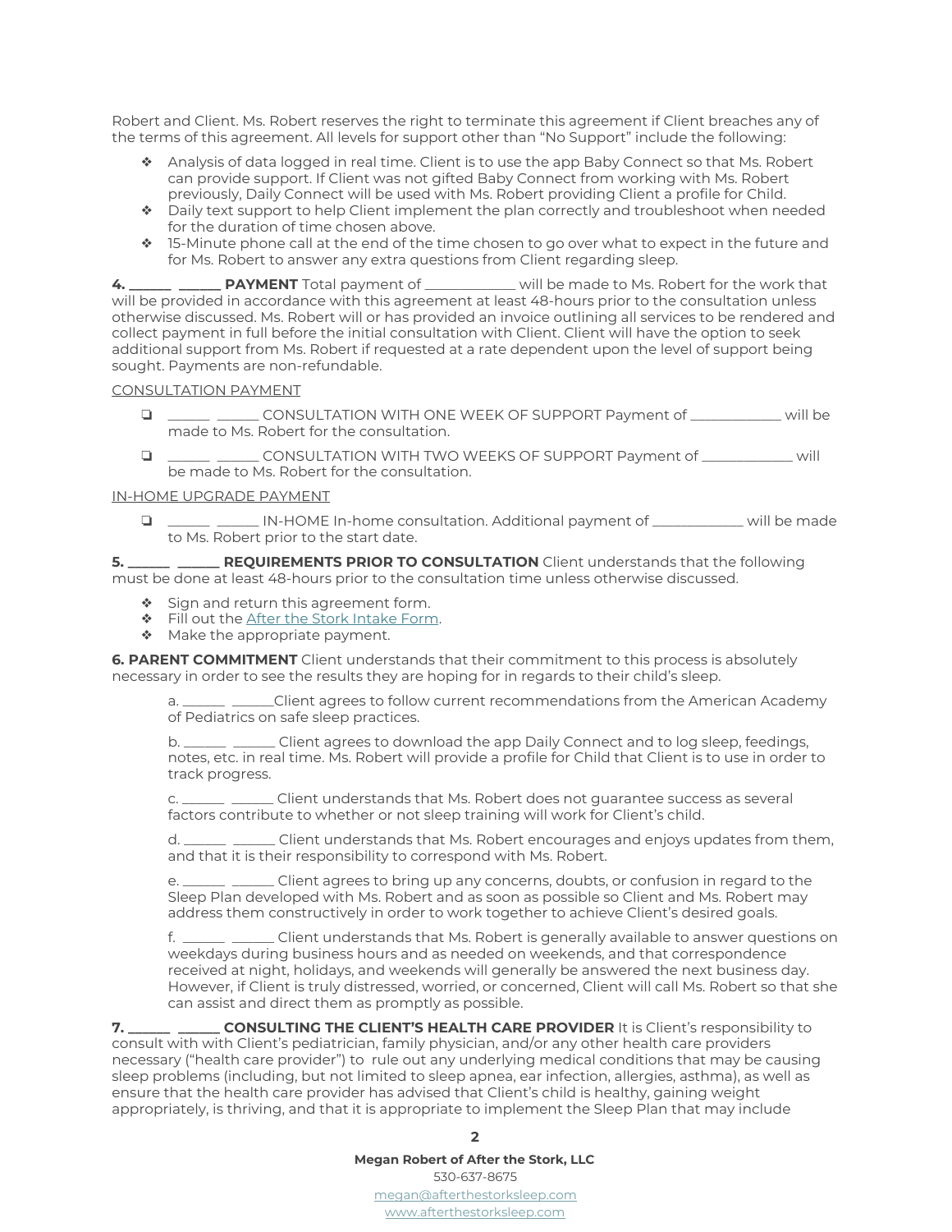Robert and Client. Ms. Robert reserves the right to terminate this agreement if Client breaches any of the terms of this agreement. All levels for support other than "No Support" include the following:

- Analysis of data logged in real time. Client is to use the app Baby Connect so that Ms. Robert can provide support. If Client was not gifted Baby Connect from working with Ms. Robert previously, Daily Connect will be used with Ms. Robert providing Client a profile for Child.
- Daily text support to help Client implement the plan correctly and troubleshoot when needed for the duration of time chosen above.
- 15-Minute phone call at the end of the time chosen to go over what to expect in the future and for Ms. Robert to answer any extra questions from Client regarding sleep.

**4. ______ ______ PAYMENT** Total payment of _____________ will be made to Ms. Robert for the work that will be provided in accordance with this agreement at least 48-hours prior to the consultation unless otherwise discussed. Ms. Robert will or has provided an invoice outlining all services to be rendered and collect payment in full before the initial consultation with Client. Client will have the option to seek additional support from Ms. Robert if requested at a rate dependent upon the level of support being sought. Payments are non-refundable.

CONSULTATION PAYMENT

- ❏ ______ ______ CONSULTATION WITH ONE WEEK OF SUPPORT Payment of _____________ will be made to Ms. Robert for the consultation.
- ❏ ______ ______ CONSULTATION WITH TWO WEEKS OF SUPPORT Payment of _____________ will be made to Ms. Robert for the consultation.

IN-HOME UPGRADE PAYMENT

- ❏ ______ ______ IN-HOME In-home consultation. Additional payment of _____________ will be made to Ms. Robert prior to the start date.

**5. ______ ______ REQUIREMENTS PRIOR TO CONSULTATION** Client understands that the following must be done at least 48-hours prior to the consultation time unless otherwise discussed.

- Sign and return this agreement form.
- Fill out the After the Stork Intake Form.
- Make the appropriate payment.

**6. PARENT COMMITMENT** Client understands that their commitment to this process is absolutely necessary in order to see the results they are hoping for in regards to their child's sleep.

a. ______ ______Client agrees to follow current recommendations from the American Academy of Pediatrics on safe sleep practices.

b. ______ ______ Client agrees to download the app Daily Connect and to log sleep, feedings, notes, etc. in real time. Ms. Robert will provide a profile for Child that Client is to use in order to track progress.

c. ______ ______ Client understands that Ms. Robert does not guarantee success as several factors contribute to whether or not sleep training will work for Client's child.

d. ______ ______ Client understands that Ms. Robert encourages and enjoys updates from them, and that it is their responsibility to correspond with Ms. Robert.

e. ______ ______ Client agrees to bring up any concerns, doubts, or confusion in regard to the Sleep Plan developed with Ms. Robert and as soon as possible so Client and Ms. Robert may address them constructively in order to work together to achieve Client's desired goals.

f. ______ ______ Client understands that Ms. Robert is generally available to answer questions on weekdays during business hours and as needed on weekends, and that correspondence received at night, holidays, and weekends will generally be answered the next business day. However, if Client is truly distressed, worried, or concerned, Client will call Ms. Robert so that she can assist and direct them as promptly as possible.

**7. ______ ______ CONSULTING THE CLIENT'S HEALTH CARE PROVIDER** It is Client's responsibility to consult with with Client's pediatrician, family physician, and/or any other health care providers necessary ("health care provider") to rule out any underlying medical conditions that may be causing sleep problems (including, but not limited to sleep apnea, ear infection, allergies, asthma), as well as ensure that the health care provider has advised that Client's child is healthy, gaining weight appropriately, is thriving, and that it is appropriate to implement the Sleep Plan that may include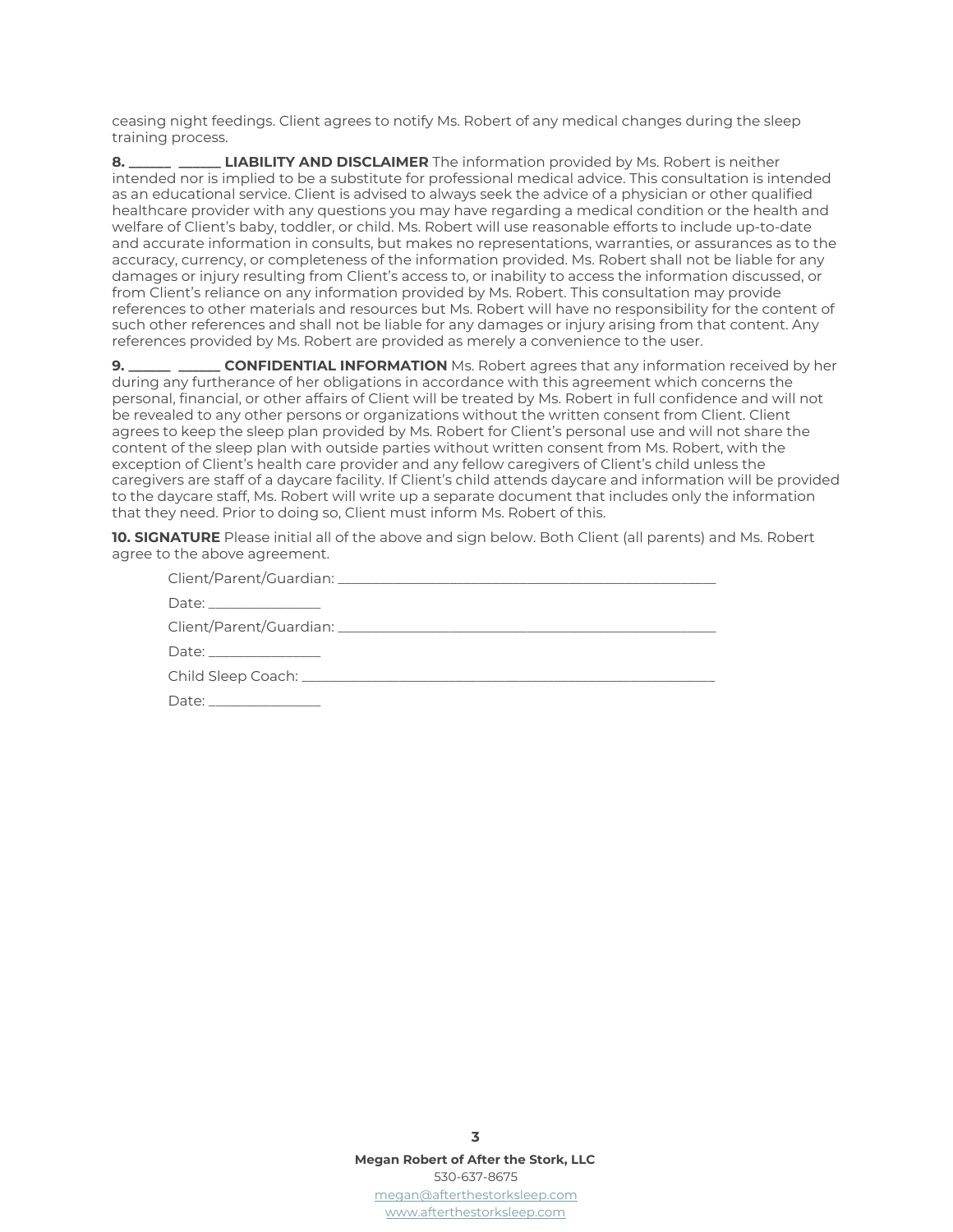ceasing night feedings. Client agrees to notify Ms. Robert of any medical changes during the sleep training process.

**8. ______ ______ LIABILITY AND DISCLAIMER** The information provided by Ms. Robert is neither intended nor is implied to be a substitute for professional medical advice. This consultation is intended as an educational service. Client is advised to always seek the advice of a physician or other qualified healthcare provider with any questions you may have regarding a medical condition or the health and welfare of Client's baby, toddler, or child. Ms. Robert will use reasonable efforts to include up-to-date and accurate information in consults, but makes no representations, warranties, or assurances as to the accuracy, currency, or completeness of the information provided. Ms. Robert shall not be liable for any damages or injury resulting from Client's access to, or inability to access the information discussed, or from Client's reliance on any information provided by Ms. Robert. This consultation may provide references to other materials and resources but Ms. Robert will have no responsibility for the content of such other references and shall not be liable for any damages or injury arising from that content. Any references provided by Ms. Robert are provided as merely a convenience to the user.

**9. ______ ______ CONFIDENTIAL INFORMATION** Ms. Robert agrees that any information received by her during any furtherance of her obligations in accordance with this agreement which concerns the personal, financial, or other affairs of Client will be treated by Ms. Robert in full confidence and will not be revealed to any other persons or organizations without the written consent from Client. Client agrees to keep the sleep plan provided by Ms. Robert for Client's personal use and will not share the content of the sleep plan with outside parties without written consent from Ms. Robert, with the exception of Client's health care provider and any fellow caregivers of Client's child unless the caregivers are staff of a daycare facility. If Client's child attends daycare and information will be provided to the daycare staff, Ms. Robert will write up a separate document that includes only the information that they need. Prior to doing so, Client must inform Ms. Robert of this.

**10. SIGNATURE** Please initial all of the above and sign below. Both Client (all parents) and Ms. Robert agree to the above agreement.

Client/Parent/Guardian: ________________________________________________

Date: ________________

Client/Parent/Guardian: ________________________________________________

Date: ________________

Child Sleep Coach: ____________________________________________________

Date: ________________

**Megan Robert of After the Stork, LLC**
530-637-8675
megan@afterthestorksleep.com
www.afterthestorksleep.com